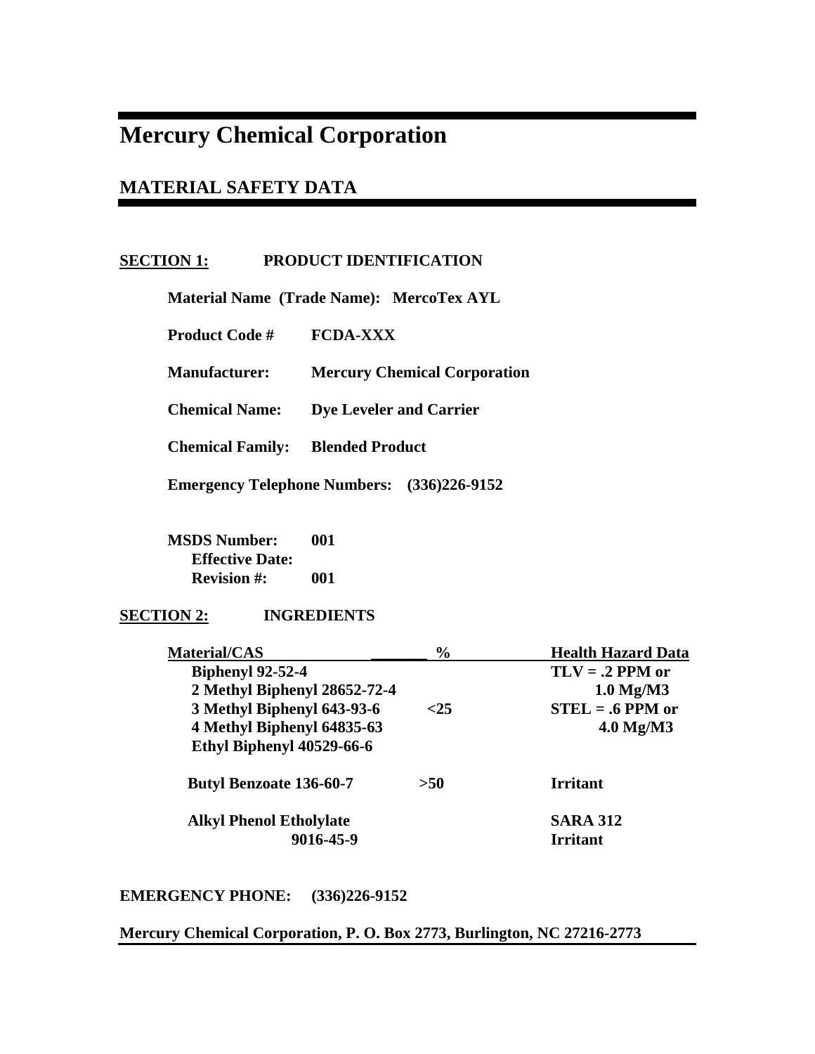# Mercury Chemical Corporation

## MATERIAL SAFETY DATA

### SECTION 1: PRODUCT IDENTIFICATION

**Material Name (Trade Name): MercoTex AYL**

**Product Code # FCDA-XXX**

**Manufacturer: Mercury Chemical Corporation**

**Chemical Name: Dye Leveler and Carrier**

**Chemical Family: Blended Product**

**Emergency Telephone Numbers: (336)226-9152**

**MSDS Number: 001**
**Effective Date:**
**Revision #: 001**

### SECTION 2: INGREDIENTS

| Material/CAS | % | Health Hazard Data |
|---|---|---|
| Biphenyl 92-52-4<br>2 Methyl Biphenyl 28652-72-4<br>3 Methyl Biphenyl 643-93-6<br>4 Methyl Biphenyl 64835-63<br>Ethyl Biphenyl 40529-66-6 | <25 | TLV = .2 PPM or 1.0 Mg/M3<br>STEL = .6 PPM or 4.0 Mg/M3 |
| Butyl Benzoate 136-60-7 | >50 | Irritant |
| Alkyl Phenol Etholylate 9016-45-9 | | SARA 312 Irritant |

**EMERGENCY PHONE: (336)226-9152**

**Mercury Chemical Corporation, P. O. Box 2773, Burlington, NC 27216-2773**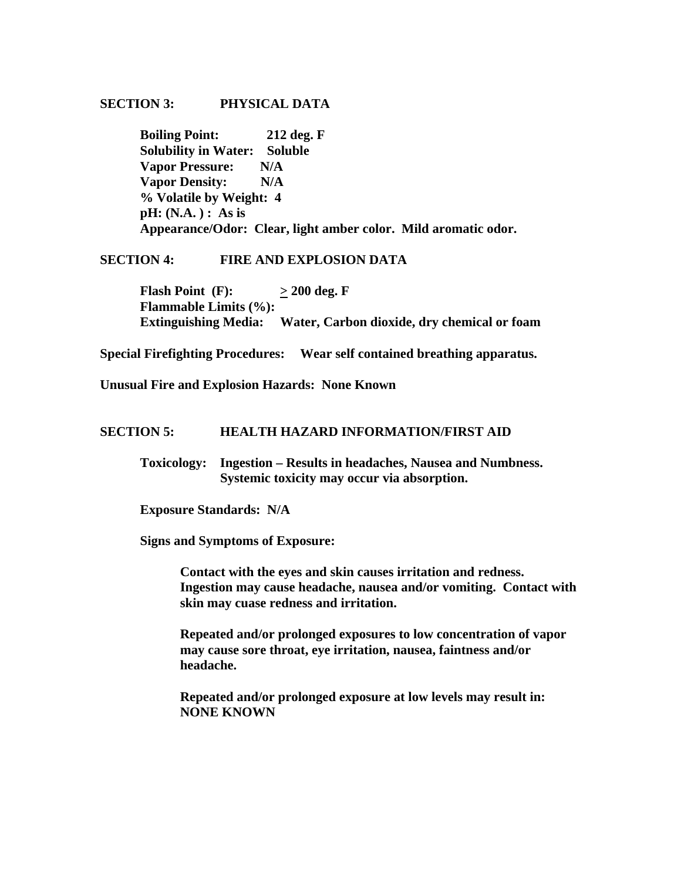## SECTION 3: PHYSICAL DATA

**Boiling Point: 212 deg. F**
**Solubility in Water: Soluble**
**Vapor Pressure: N/A**
**Vapor Density: N/A**
**% Volatile by Weight: 4**
**pH: (N.A. ) : As is**
**Appearance/Odor: Clear, light amber color. Mild aromatic odor.**

## SECTION 4: FIRE AND EXPLOSION DATA

**Flash Point (F): ≥ 200 deg. F**
**Flammable Limits (%):**
**Extinguishing Media: Water, Carbon dioxide, dry chemical or foam**

**Special Firefighting Procedures: Wear self contained breathing apparatus.**

**Unusual Fire and Explosion Hazards: None Known**

## SECTION 5: HEALTH HAZARD INFORMATION/FIRST AID

**Toxicology: Ingestion – Results in headaches, Nausea and Numbness. Systemic toxicity may occur via absorption.**

**Exposure Standards: N/A**

**Signs and Symptoms of Exposure:**

**Contact with the eyes and skin causes irritation and redness. Ingestion may cause headache, nausea and/or vomiting. Contact with skin may cuase redness and irritation.**

**Repeated and/or prolonged exposures to low concentration of vapor may cause sore throat, eye irritation, nausea, faintness and/or headache.**

**Repeated and/or prolonged exposure at low levels may result in: NONE KNOWN**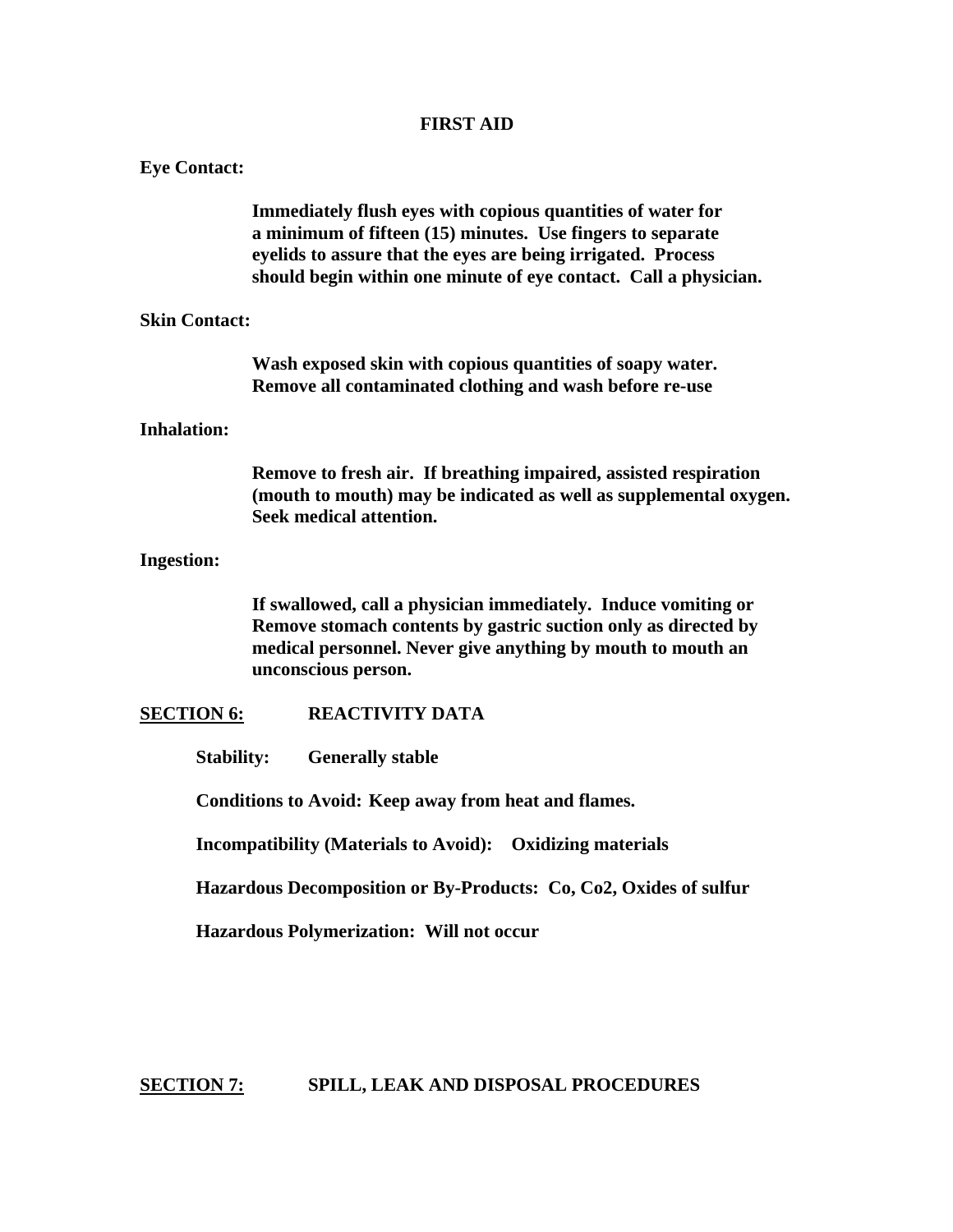## FIRST AID

**Eye Contact:**

**Immediately flush eyes with copious quantities of water for a minimum of fifteen (15) minutes. Use fingers to separate eyelids to assure that the eyes are being irrigated. Process should begin within one minute of eye contact. Call a physician.**

**Skin Contact:**

**Wash exposed skin with copious quantities of soapy water. Remove all contaminated clothing and wash before re-use**

**Inhalation:**

**Remove to fresh air. If breathing impaired, assisted respiration (mouth to mouth) may be indicated as well as supplemental oxygen. Seek medical attention.**

**Ingestion:**

**If swallowed, call a physician immediately. Induce vomiting or Remove stomach contents by gastric suction only as directed by medical personnel. Never give anything by mouth to mouth an unconscious person.**

## SECTION 6: REACTIVITY DATA

**Stability: Generally stable**

**Conditions to Avoid: Keep away from heat and flames.**

**Incompatibility (Materials to Avoid): Oxidizing materials**

**Hazardous Decomposition or By-Products: Co, Co2, Oxides of sulfur**

**Hazardous Polymerization: Will not occur**

## SECTION 7: SPILL, LEAK AND DISPOSAL PROCEDURES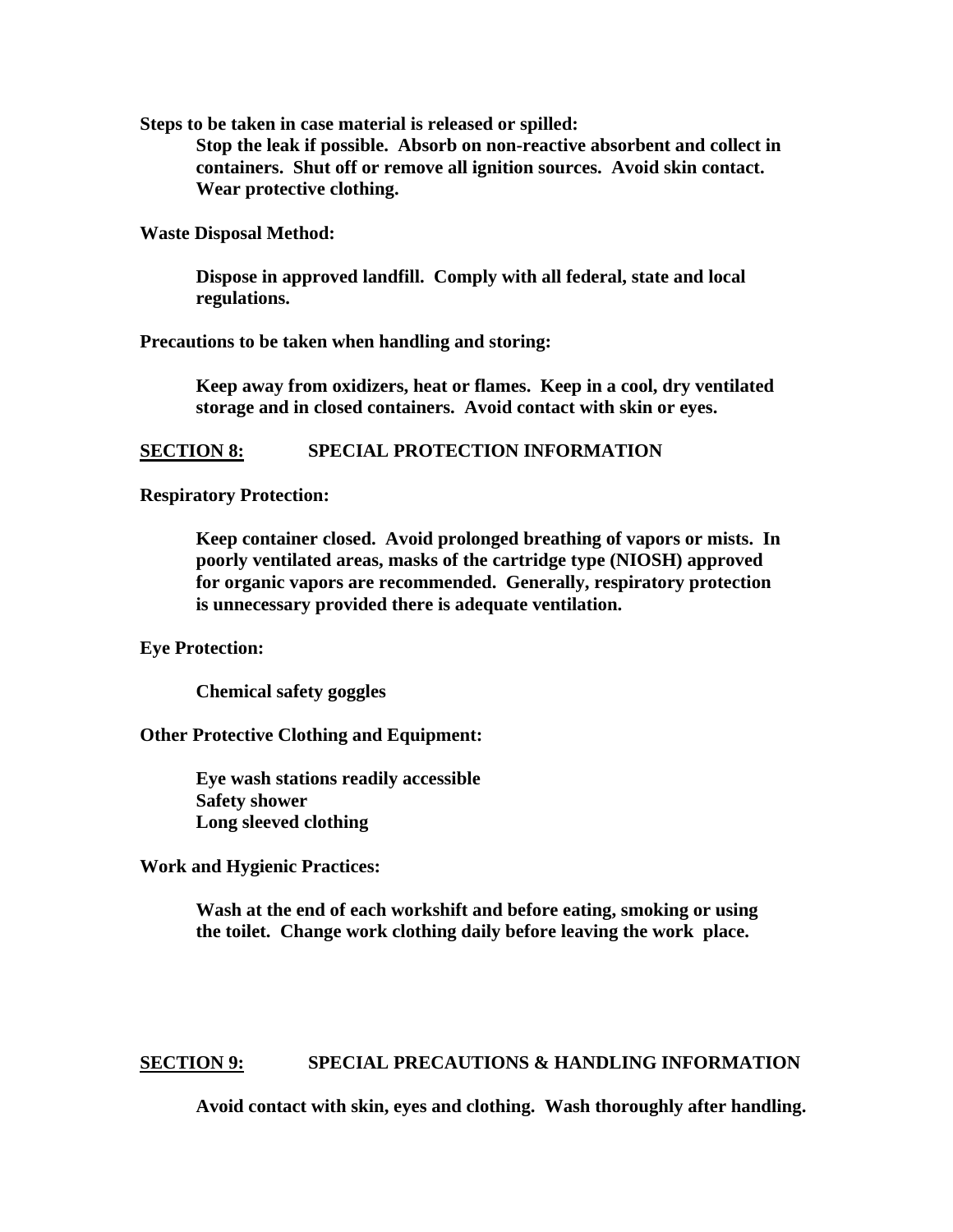**Steps to be taken in case material is released or spilled:**

**Stop the leak if possible. Absorb on non-reactive absorbent and collect in containers. Shut off or remove all ignition sources. Avoid skin contact. Wear protective clothing.**

**Waste Disposal Method:**

**Dispose in approved landfill. Comply with all federal, state and local regulations.**

**Precautions to be taken when handling and storing:**

**Keep away from oxidizers, heat or flames. Keep in a cool, dry ventilated storage and in closed containers. Avoid contact with skin or eyes.**

## SECTION 8: SPECIAL PROTECTION INFORMATION

**Respiratory Protection:**

**Keep container closed. Avoid prolonged breathing of vapors or mists. In poorly ventilated areas, masks of the cartridge type (NIOSH) approved for organic vapors are recommended. Generally, respiratory protection is unnecessary provided there is adequate ventilation.**

**Eye Protection:**

**Chemical safety goggles**

**Other Protective Clothing and Equipment:**

**Eye wash stations readily accessible**
**Safety shower**
**Long sleeved clothing**

**Work and Hygienic Practices:**

**Wash at the end of each workshift and before eating, smoking or using the toilet. Change work clothing daily before leaving the work place.**

## SECTION 9: SPECIAL PRECAUTIONS & HANDLING INFORMATION

**Avoid contact with skin, eyes and clothing. Wash thoroughly after handling.**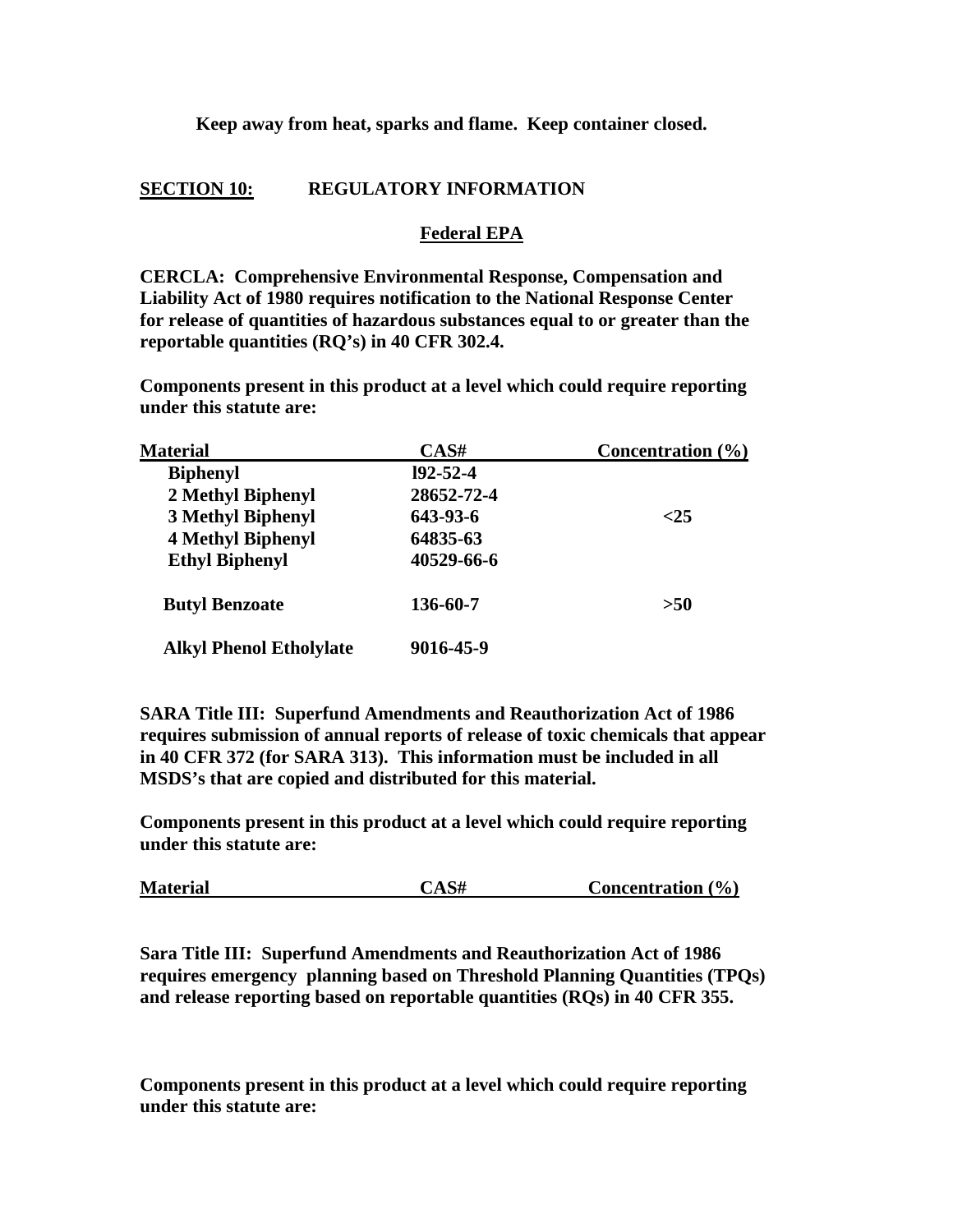**Keep away from heat, sparks and flame. Keep container closed.**

## SECTION 10: REGULATORY INFORMATION

### Federal EPA

**CERCLA: Comprehensive Environmental Response, Compensation and Liability Act of 1980 requires notification to the National Response Center for release of quantities of hazardous substances equal to or greater than the reportable quantities (RQ's) in 40 CFR 302.4.**

**Components present in this product at a level which could require reporting under this statute are:**

| Material | CAS# | Concentration (%) |
|---|---|---|
| Biphenyl | l92-52-4 | |
| 2 Methyl Biphenyl | 28652-72-4 | |
| 3 Methyl Biphenyl | 643-93-6 | <25 |
| 4 Methyl Biphenyl | 64835-63 | |
| Ethyl Biphenyl | 40529-66-6 | |
| Butyl Benzoate | 136-60-7 | >50 |
| Alkyl Phenol Etholylate | 9016-45-9 | |

**SARA Title III: Superfund Amendments and Reauthorization Act of 1986 requires submission of annual reports of release of toxic chemicals that appear in 40 CFR 372 (for SARA 313). This information must be included in all MSDS's that are copied and distributed for this material.**

**Components present in this product at a level which could require reporting under this statute are:**

| Material | CAS# | Concentration (%) |
|---|---|---|

**Sara Title III: Superfund Amendments and Reauthorization Act of 1986 requires emergency planning based on Threshold Planning Quantities (TPQs) and release reporting based on reportable quantities (RQs) in 40 CFR 355.**

**Components present in this product at a level which could require reporting under this statute are:**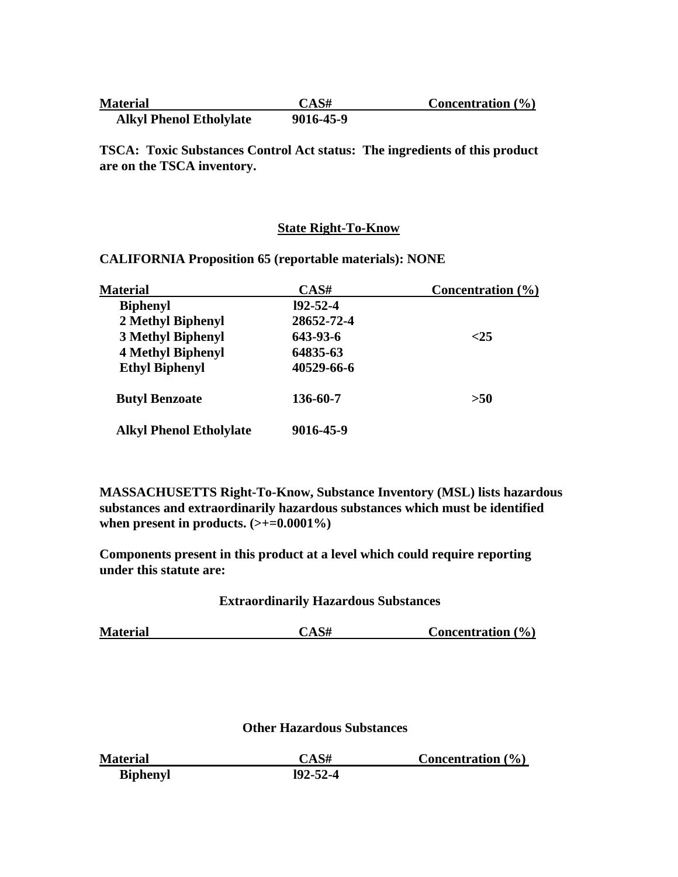| Material | CAS# | Concentration (%) |
|---|---|---|
| Alkyl Phenol Etholylate | 9016-45-9 | |

**TSCA: Toxic Substances Control Act status: The ingredients of this product are on the TSCA inventory.**

## State Right-To-Know

**CALIFORNIA Proposition 65 (reportable materials): NONE**

| Material | CAS# | Concentration (%) |
|---|---|---|
| Biphenyl | l92-52-4 | |
| 2 Methyl Biphenyl | 28652-72-4 | |
| 3 Methyl Biphenyl | 643-93-6 | <25 |
| 4 Methyl Biphenyl | 64835-63 | |
| Ethyl Biphenyl | 40529-66-6 | |
| Butyl Benzoate | 136-60-7 | >50 |
| Alkyl Phenol Etholylate | 9016-45-9 | |

**MASSACHUSETTS Right-To-Know, Substance Inventory (MSL) lists hazardous substances and extraordinarily hazardous substances which must be identified when present in products. (>+=0.0001%)**

**Components present in this product at a level which could require reporting under this statute are:**

### Extraordinarily Hazardous Substances

| Material | CAS# | Concentration (%) |
|---|---|---|

### Other Hazardous Substances

| Material | CAS# | Concentration (%) |
|---|---|---|
| Biphenyl | l92-52-4 | |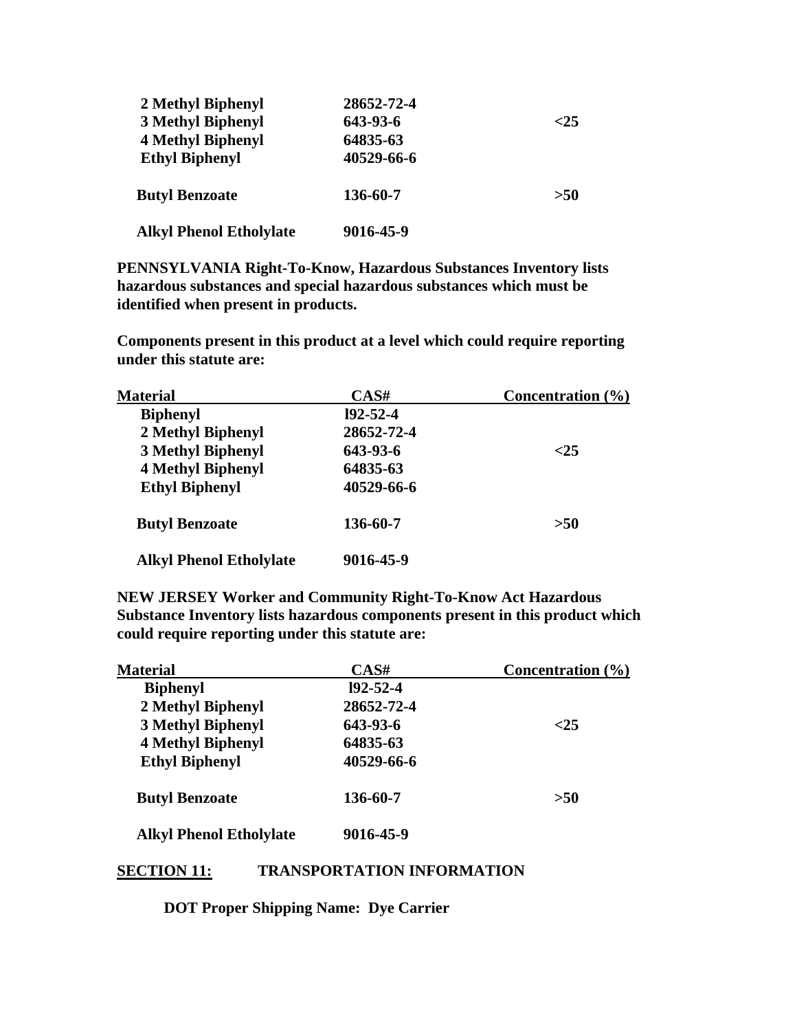| | | |
|---|---|---|
| **2 Methyl Biphenyl** | **28652-72-4** | |
| **3 Methyl Biphenyl** | **643-93-6** | **<25** |
| **4 Methyl Biphenyl** | **64835-63** | |
| **Ethyl Biphenyl** | **40529-66-6** | |
| **Butyl Benzoate** | **136-60-7** | **>50** |
| **Alkyl Phenol Etholylate** | **9016-45-9** | |

**PENNSYLVANIA Right-To-Know, Hazardous Substances Inventory lists hazardous substances and special hazardous substances which must be identified when present in products.**

**Components present in this product at a level which could require reporting under this statute are:**

| Material | CAS# | Concentration (%) |
|---|---|---|
| **Biphenyl** | **l92-52-4** | |
| **2 Methyl Biphenyl** | **28652-72-4** | |
| **3 Methyl Biphenyl** | **643-93-6** | **<25** |
| **4 Methyl Biphenyl** | **64835-63** | |
| **Ethyl Biphenyl** | **40529-66-6** | |
| **Butyl Benzoate** | **136-60-7** | **>50** |
| **Alkyl Phenol Etholylate** | **9016-45-9** | |

**NEW JERSEY Worker and Community Right-To-Know Act Hazardous Substance Inventory lists hazardous components present in this product which could require reporting under this statute are:**

| Material | CAS# | Concentration (%) |
|---|---|---|
| **Biphenyl** | **l92-52-4** | |
| **2 Methyl Biphenyl** | **28652-72-4** | |
| **3 Methyl Biphenyl** | **643-93-6** | **<25** |
| **4 Methyl Biphenyl** | **64835-63** | |
| **Ethyl Biphenyl** | **40529-66-6** | |
| **Butyl Benzoate** | **136-60-7** | **>50** |
| **Alkyl Phenol Etholylate** | **9016-45-9** | |

## SECTION 11: TRANSPORTATION INFORMATION

**DOT Proper Shipping Name: Dye Carrier**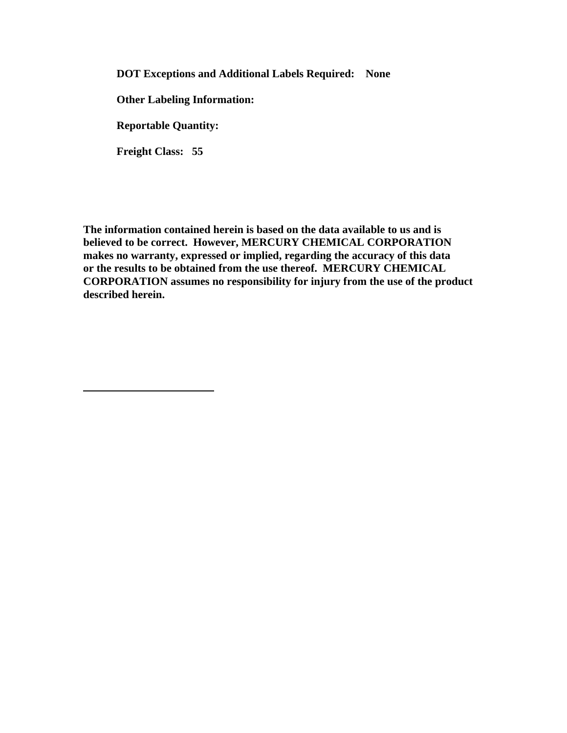**DOT Exceptions and Additional Labels Required:** **None**

**Other Labeling Information:**

**Reportable Quantity:**

**Freight Class:** **55**

**The information contained herein is based on the data available to us and is believed to be correct. However, MERCURY CHEMICAL CORPORATION makes no warranty, expressed or implied, regarding the accuracy of this data or the results to be obtained from the use thereof. MERCURY CHEMICAL CORPORATION assumes no responsibility for injury from the use of the product described herein.**